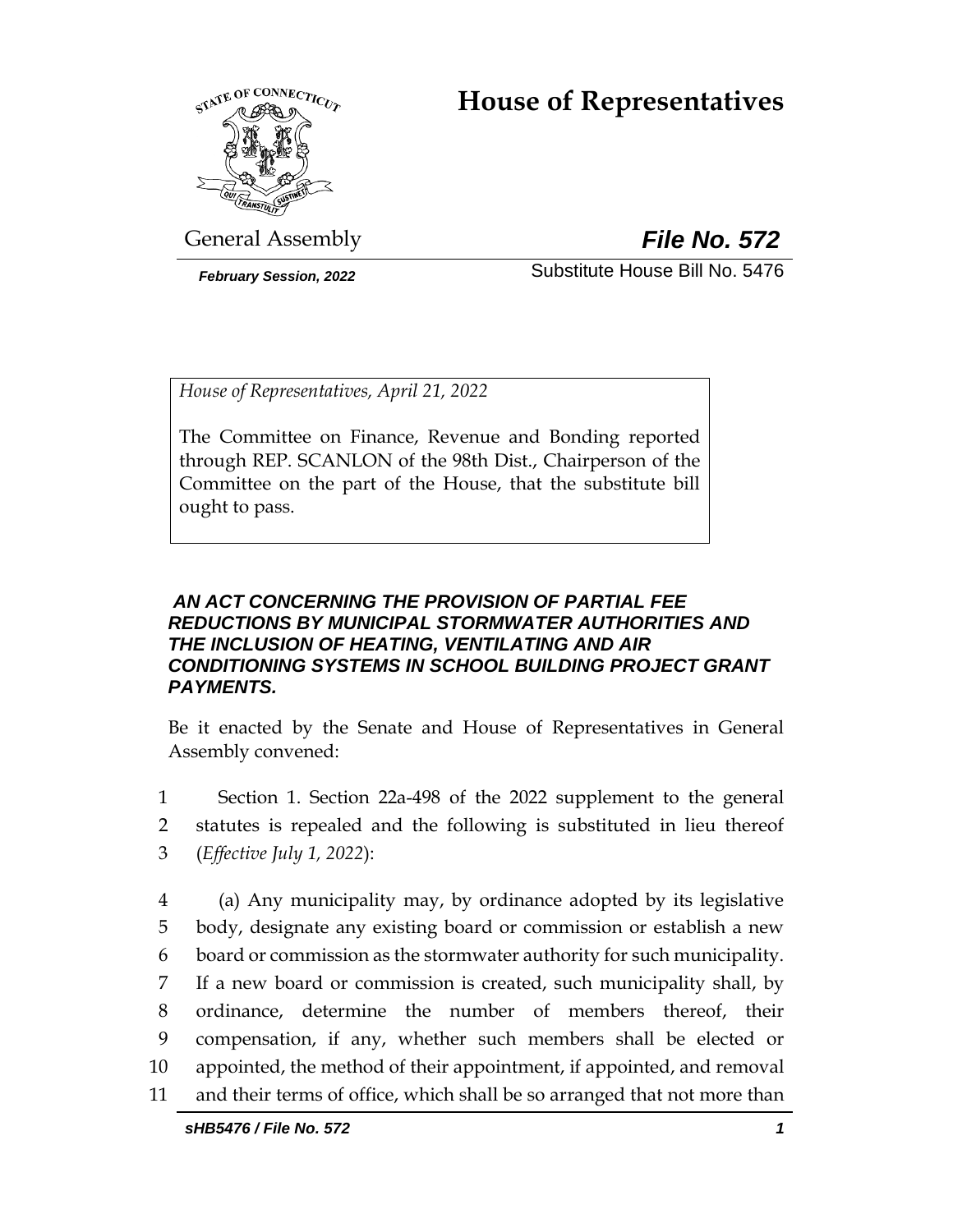# House of Representatives

General Assembly **_File No. 572_**

***February Session, 2022*** Substitute House Bill No. 5476

*House of Representatives, April 21, 2022*

The Committee on Finance, Revenue and Bonding reported through REP. SCANLON of the 98th Dist., Chairperson of the Committee on the part of the House, that the substitute bill ought to pass.

***AN ACT CONCERNING THE PROVISION OF PARTIAL FEE REDUCTIONS BY MUNICIPAL STORMWATER AUTHORITIES AND THE INCLUSION OF HEATING, VENTILATING AND AIR CONDITIONING SYSTEMS IN SCHOOL BUILDING PROJECT GRANT PAYMENTS.***

Be it enacted by the Senate and House of Representatives in General Assembly convened:

1 Section 1. Section 22a-498 of the 2022 supplement to the general
2 statutes is repealed and the following is substituted in lieu thereof
3 (*Effective July 1, 2022*):

4 (a) Any municipality may, by ordinance adopted by its legislative
5 body, designate any existing board or commission or establish a new
6 board or commission as the stormwater authority for such municipality.
7 If a new board or commission is created, such municipality shall, by
8 ordinance, determine the number of members thereof, their
9 compensation, if any, whether such members shall be elected or
10 appointed, the method of their appointment, if appointed, and removal
11 and their terms of office, which shall be so arranged that not more than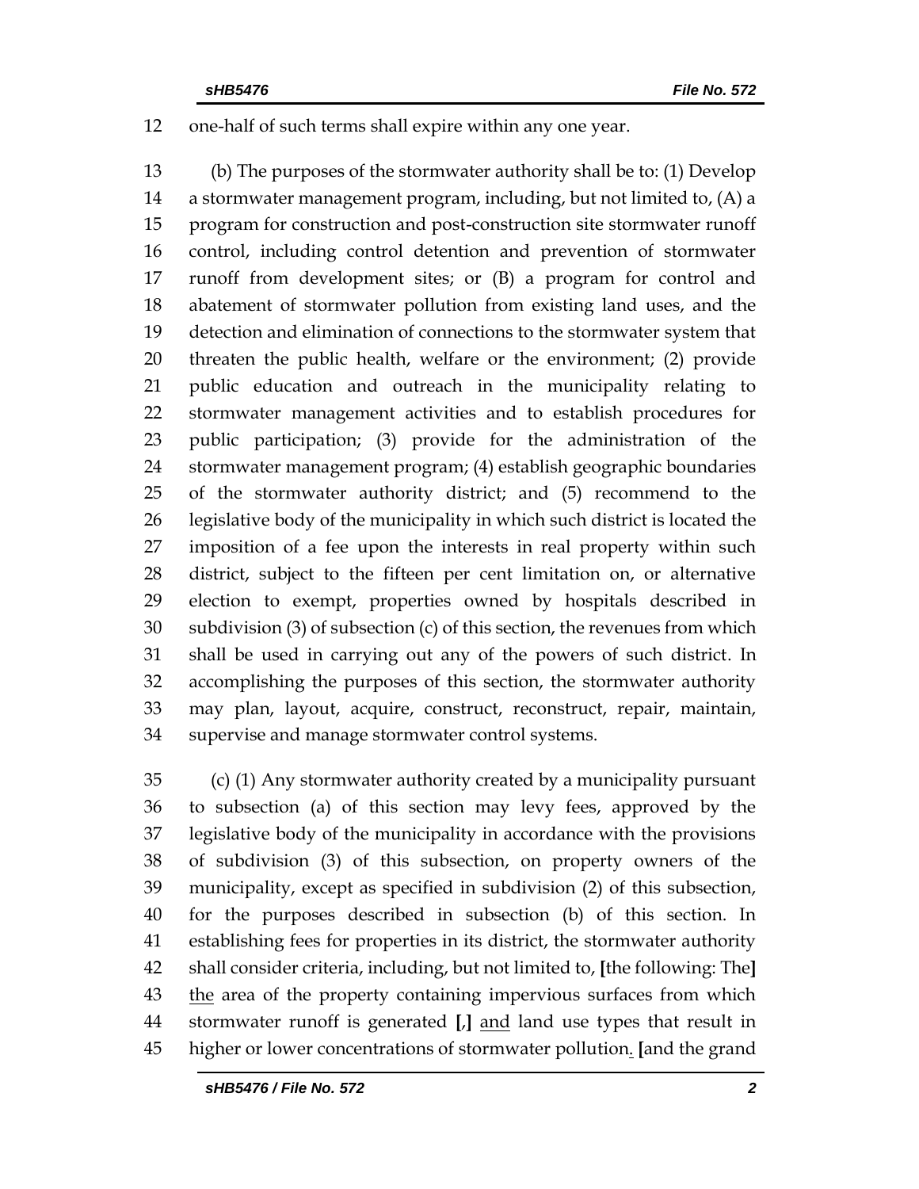one-half of such terms shall expire within any one year.

(b) The purposes of the stormwater authority shall be to: (1) Develop a stormwater management program, including, but not limited to, (A) a program for construction and post-construction site stormwater runoff control, including control detention and prevention of stormwater runoff from development sites; or (B) a program for control and abatement of stormwater pollution from existing land uses, and the detection and elimination of connections to the stormwater system that threaten the public health, welfare or the environment; (2) provide public education and outreach in the municipality relating to stormwater management activities and to establish procedures for public participation; (3) provide for the administration of the stormwater management program; (4) establish geographic boundaries of the stormwater authority district; and (5) recommend to the legislative body of the municipality in which such district is located the imposition of a fee upon the interests in real property within such district, subject to the fifteen per cent limitation on, or alternative election to exempt, properties owned by hospitals described in subdivision (3) of subsection (c) of this section, the revenues from which shall be used in carrying out any of the powers of such district. In accomplishing the purposes of this section, the stormwater authority may plan, layout, acquire, construct, reconstruct, repair, maintain, supervise and manage stormwater control systems.

(c) (1) Any stormwater authority created by a municipality pursuant to subsection (a) of this section may levy fees, approved by the legislative body of the municipality in accordance with the provisions of subdivision (3) of this subsection, on property owners of the municipality, except as specified in subdivision (2) of this subsection, for the purposes described in subsection (b) of this section. In establishing fees for properties in its district, the stormwater authority shall consider criteria, including, but not limited to, **[**the following: The**]** <u>the</u> area of the property containing impervious surfaces from which stormwater runoff is generated **[**,**]** <u>and</u> land use types that result in higher or lower concentrations of stormwater pollution<u>.</u> **[**and the grand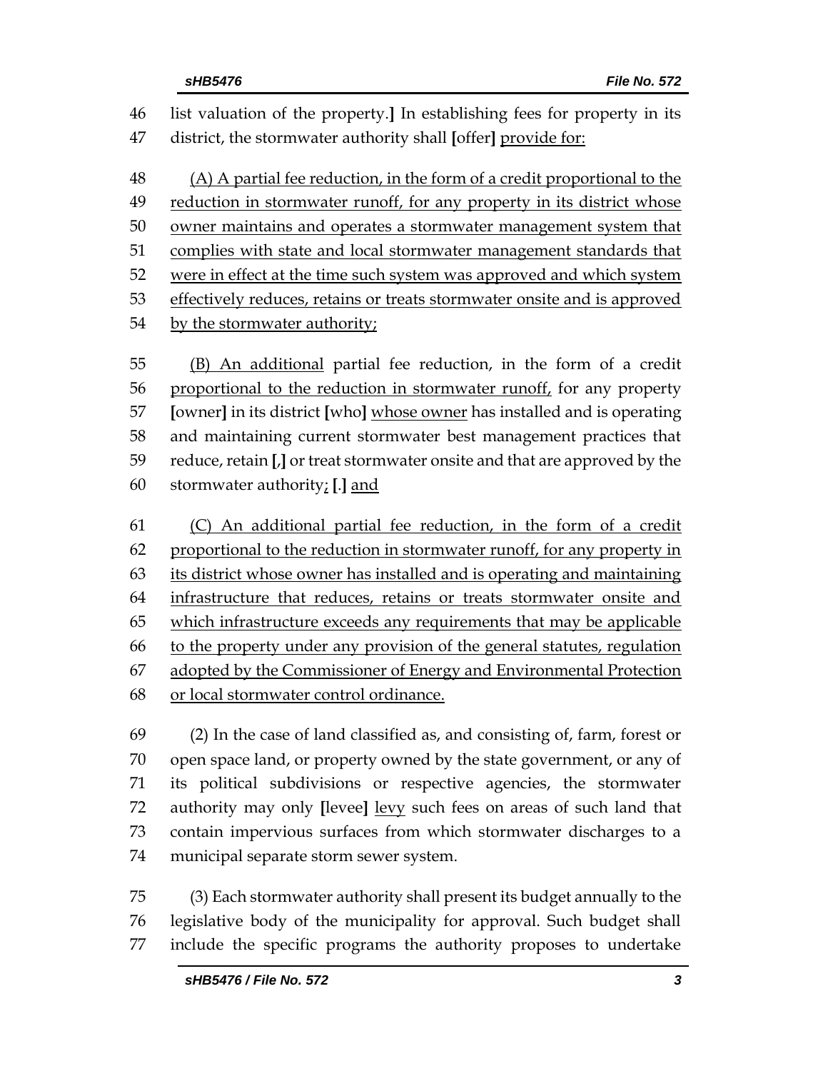46 list valuation of the property.] In establishing fees for property in its
47 district, the stormwater authority shall [offer] <u>provide for:</u>

48 <u>(A) A partial fee reduction, in the form of a credit proportional to the</u>
49 <u>reduction in stormwater runoff, for any property in its district whose</u>
50 <u>owner maintains and operates a stormwater management system that</u>
51 <u>complies with state and local stormwater management standards that</u>
52 <u>were in effect at the time such system was approved and which system</u>
53 <u>effectively reduces, retains or treats stormwater onsite and is approved</u>
54 <u>by the stormwater authority;</u>

55 <u>(B) An additional</u> partial fee reduction, in the form of a credit
56 <u>proportional to the reduction in stormwater runoff,</u> for any property
57 [owner] in its district [who] <u>whose owner</u> has installed and is operating
58 and maintaining current stormwater best management practices that
59 reduce, retain [,] or treat stormwater onsite and that are approved by the
60 stormwater authority<u>;</u> [.] <u>and</u>

61 <u>(C) An additional partial fee reduction, in the form of a credit</u>
62 <u>proportional to the reduction in stormwater runoff, for any property in</u>
63 <u>its district whose owner has installed and is operating and maintaining</u>
64 <u>infrastructure that reduces, retains or treats stormwater onsite and</u>
65 <u>which infrastructure exceeds any requirements that may be applicable</u>
66 <u>to the property under any provision of the general statutes, regulation</u>
67 <u>adopted by the Commissioner of Energy and Environmental Protection</u>
68 <u>or local stormwater control ordinance.</u>

69 (2) In the case of land classified as, and consisting of, farm, forest or
70 open space land, or property owned by the state government, or any of
71 its political subdivisions or respective agencies, the stormwater
72 authority may only [levee] <u>levy</u> such fees on areas of such land that
73 contain impervious surfaces from which stormwater discharges to a
74 municipal separate storm sewer system.

75 (3) Each stormwater authority shall present its budget annually to the
76 legislative body of the municipality for approval. Such budget shall
77 include the specific programs the authority proposes to undertake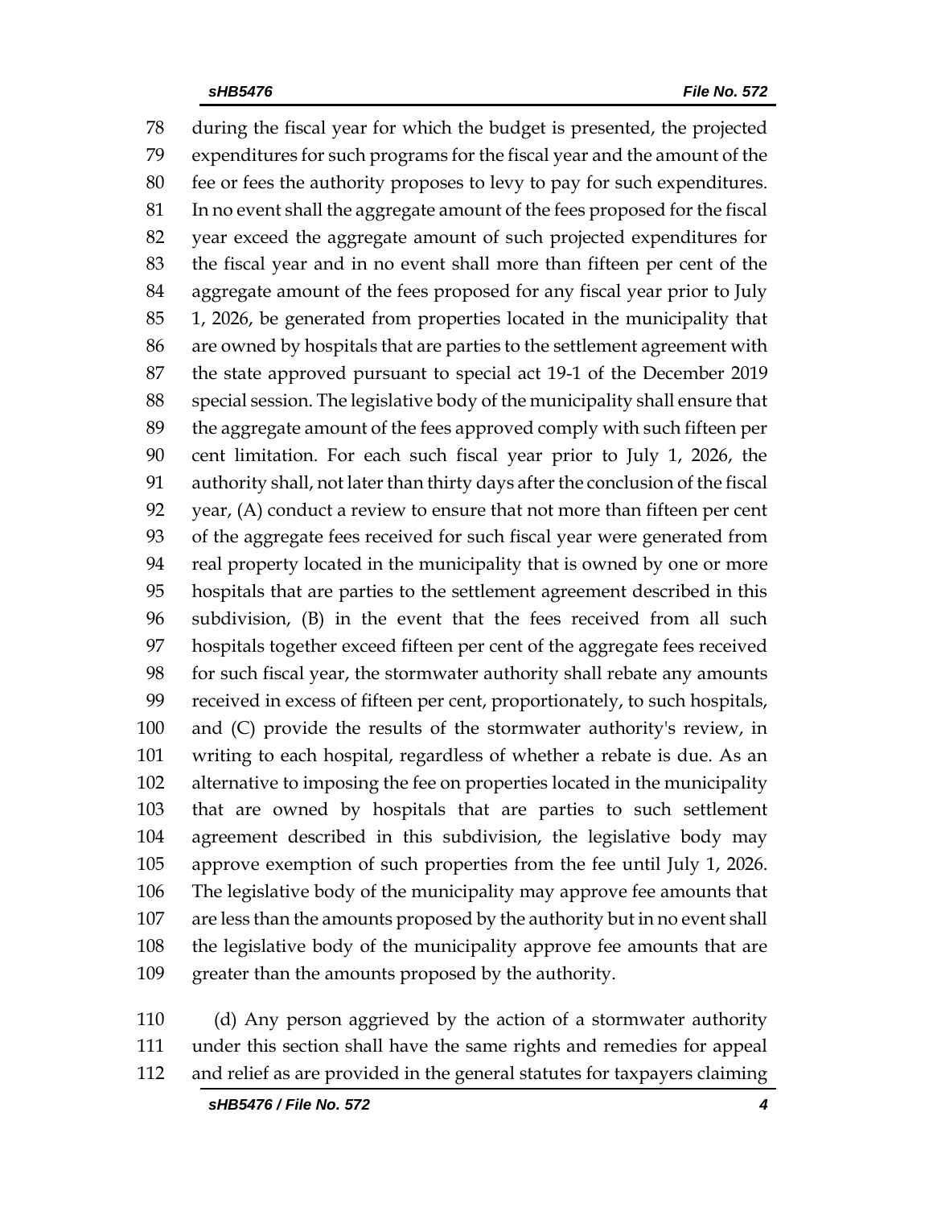during the fiscal year for which the budget is presented, the projected expenditures for such programs for the fiscal year and the amount of the fee or fees the authority proposes to levy to pay for such expenditures. In no event shall the aggregate amount of the fees proposed for the fiscal year exceed the aggregate amount of such projected expenditures for the fiscal year and in no event shall more than fifteen per cent of the aggregate amount of the fees proposed for any fiscal year prior to July 1, 2026, be generated from properties located in the municipality that are owned by hospitals that are parties to the settlement agreement with the state approved pursuant to special act 19-1 of the December 2019 special session. The legislative body of the municipality shall ensure that the aggregate amount of the fees approved comply with such fifteen per cent limitation. For each such fiscal year prior to July 1, 2026, the authority shall, not later than thirty days after the conclusion of the fiscal year, (A) conduct a review to ensure that not more than fifteen per cent of the aggregate fees received for such fiscal year were generated from real property located in the municipality that is owned by one or more hospitals that are parties to the settlement agreement described in this subdivision, (B) in the event that the fees received from all such hospitals together exceed fifteen per cent of the aggregate fees received for such fiscal year, the stormwater authority shall rebate any amounts received in excess of fifteen per cent, proportionately, to such hospitals, and (C) provide the results of the stormwater authority's review, in writing to each hospital, regardless of whether a rebate is due. As an alternative to imposing the fee on properties located in the municipality that are owned by hospitals that are parties to such settlement agreement described in this subdivision, the legislative body may approve exemption of such properties from the fee until July 1, 2026. The legislative body of the municipality may approve fee amounts that are less than the amounts proposed by the authority but in no event shall the legislative body of the municipality approve fee amounts that are greater than the amounts proposed by the authority.

(d) Any person aggrieved by the action of a stormwater authority under this section shall have the same rights and remedies for appeal and relief as are provided in the general statutes for taxpayers claiming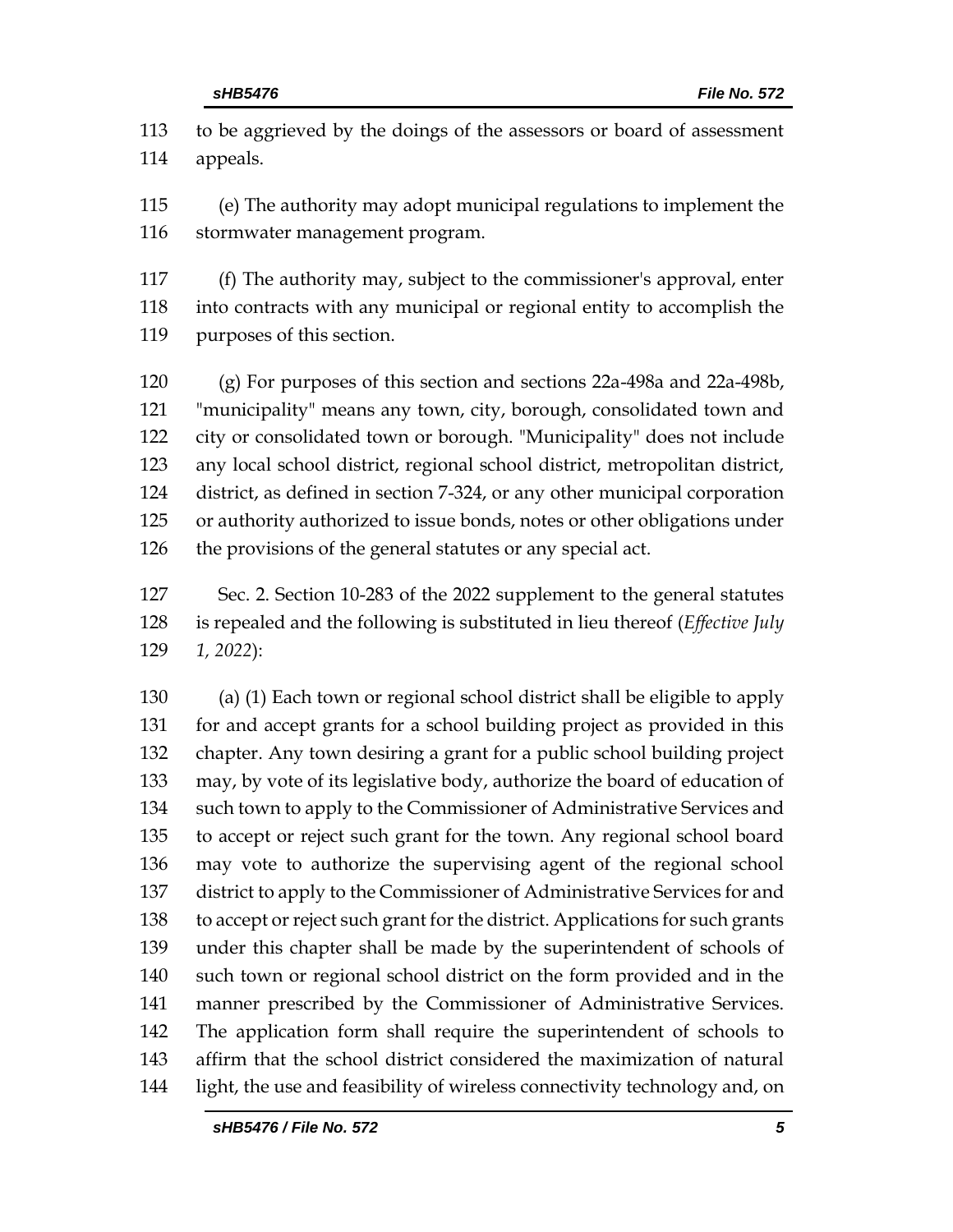to be aggrieved by the doings of the assessors or board of assessment appeals.

(e) The authority may adopt municipal regulations to implement the stormwater management program.

(f) The authority may, subject to the commissioner's approval, enter into contracts with any municipal or regional entity to accomplish the purposes of this section.

(g) For purposes of this section and sections 22a-498a and 22a-498b, "municipality" means any town, city, borough, consolidated town and city or consolidated town or borough. "Municipality" does not include any local school district, regional school district, metropolitan district, district, as defined in section 7-324, or any other municipal corporation or authority authorized to issue bonds, notes or other obligations under the provisions of the general statutes or any special act.

Sec. 2. Section 10-283 of the 2022 supplement to the general statutes is repealed and the following is substituted in lieu thereof (*Effective July 1, 2022*):

(a) (1) Each town or regional school district shall be eligible to apply for and accept grants for a school building project as provided in this chapter. Any town desiring a grant for a public school building project may, by vote of its legislative body, authorize the board of education of such town to apply to the Commissioner of Administrative Services and to accept or reject such grant for the town. Any regional school board may vote to authorize the supervising agent of the regional school district to apply to the Commissioner of Administrative Services for and to accept or reject such grant for the district. Applications for such grants under this chapter shall be made by the superintendent of schools of such town or regional school district on the form provided and in the manner prescribed by the Commissioner of Administrative Services. The application form shall require the superintendent of schools to affirm that the school district considered the maximization of natural light, the use and feasibility of wireless connectivity technology and, on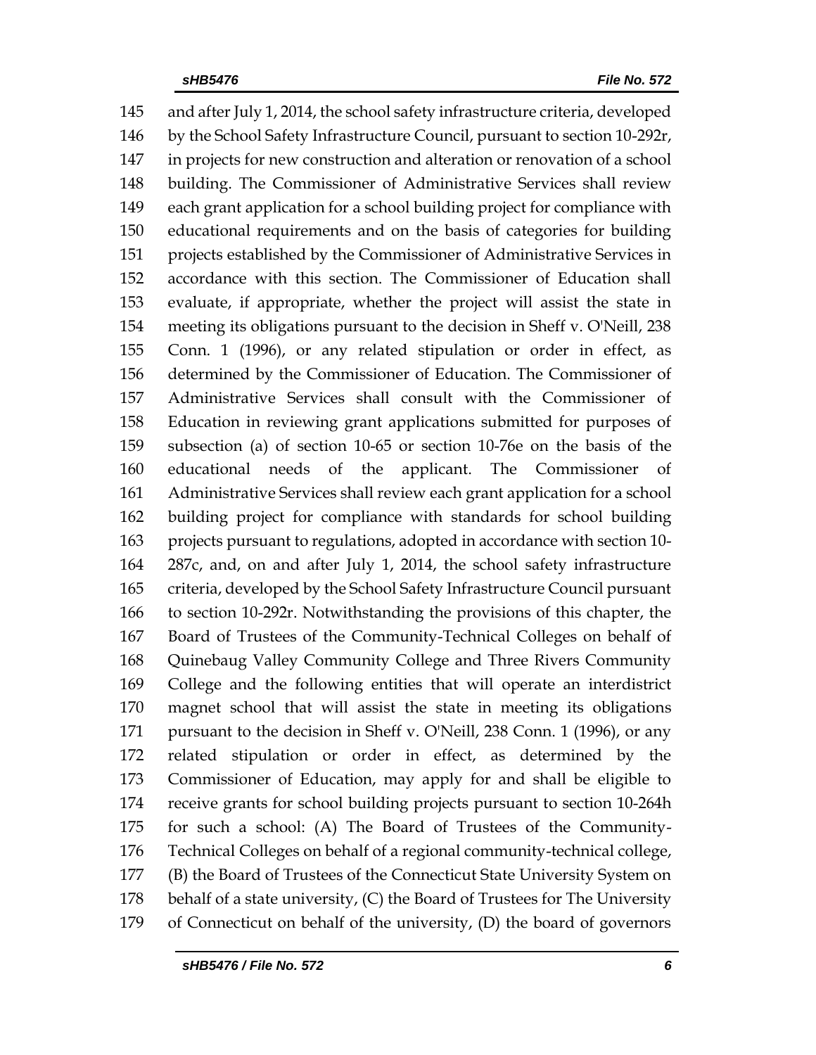and after July 1, 2014, the school safety infrastructure criteria, developed by the School Safety Infrastructure Council, pursuant to section 10-292r, in projects for new construction and alteration or renovation of a school building. The Commissioner of Administrative Services shall review each grant application for a school building project for compliance with educational requirements and on the basis of categories for building projects established by the Commissioner of Administrative Services in accordance with this section. The Commissioner of Education shall evaluate, if appropriate, whether the project will assist the state in meeting its obligations pursuant to the decision in Sheff v. O'Neill, 238 Conn. 1 (1996), or any related stipulation or order in effect, as determined by the Commissioner of Education. The Commissioner of Administrative Services shall consult with the Commissioner of Education in reviewing grant applications submitted for purposes of subsection (a) of section 10-65 or section 10-76e on the basis of the educational needs of the applicant. The Commissioner of Administrative Services shall review each grant application for a school building project for compliance with standards for school building projects pursuant to regulations, adopted in accordance with section 10-287c, and, on and after July 1, 2014, the school safety infrastructure criteria, developed by the School Safety Infrastructure Council pursuant to section 10-292r. Notwithstanding the provisions of this chapter, the Board of Trustees of the Community-Technical Colleges on behalf of Quinebaug Valley Community College and Three Rivers Community College and the following entities that will operate an interdistrict magnet school that will assist the state in meeting its obligations pursuant to the decision in Sheff v. O'Neill, 238 Conn. 1 (1996), or any related stipulation or order in effect, as determined by the Commissioner of Education, may apply for and shall be eligible to receive grants for school building projects pursuant to section 10-264h for such a school: (A) The Board of Trustees of the Community-Technical Colleges on behalf of a regional community-technical college, (B) the Board of Trustees of the Connecticut State University System on behalf of a state university, (C) the Board of Trustees for The University of Connecticut on behalf of the university, (D) the board of governors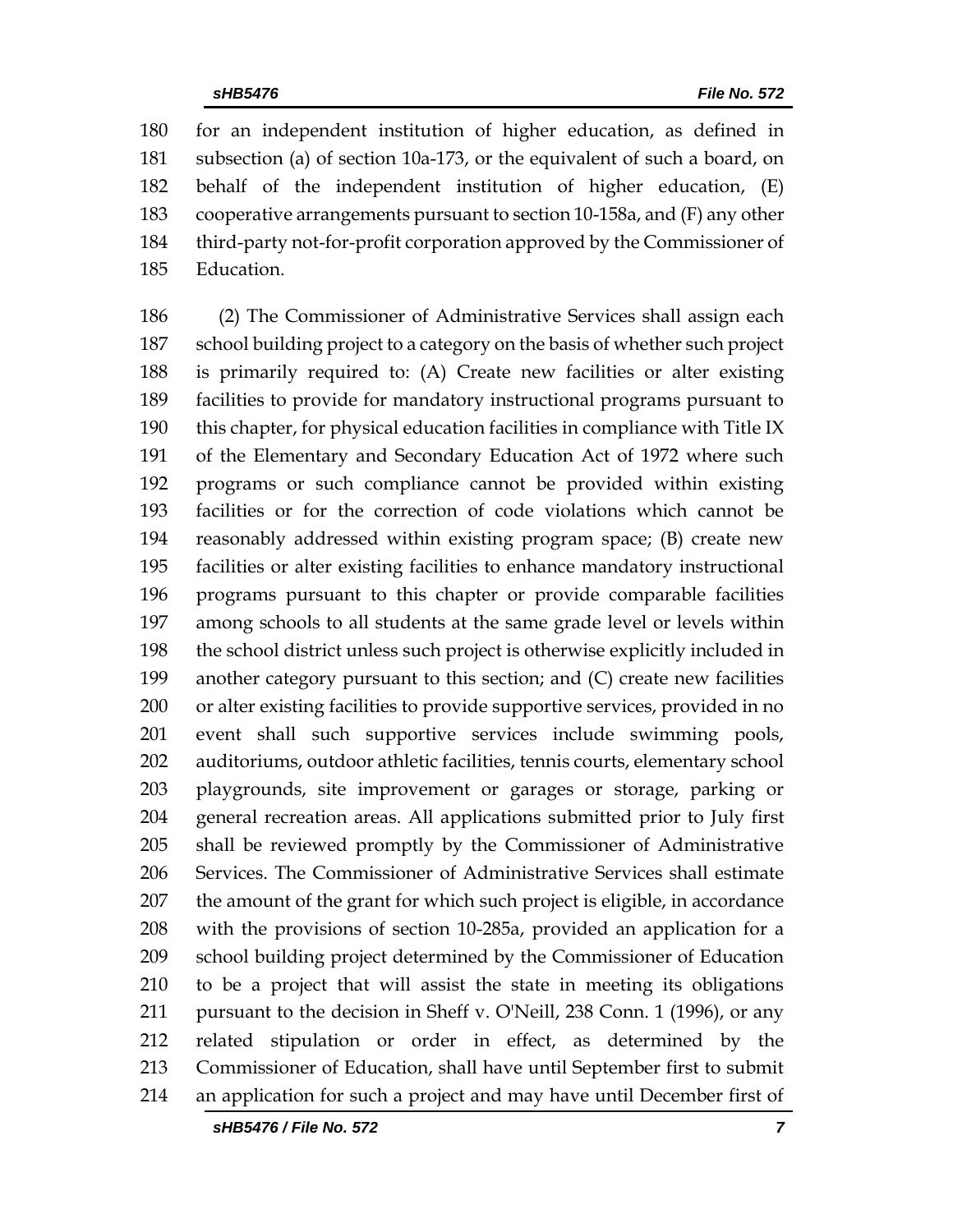for an independent institution of higher education, as defined in subsection (a) of section 10a-173, or the equivalent of such a board, on behalf of the independent institution of higher education, (E) cooperative arrangements pursuant to section 10-158a, and (F) any other third-party not-for-profit corporation approved by the Commissioner of Education.

(2) The Commissioner of Administrative Services shall assign each school building project to a category on the basis of whether such project is primarily required to: (A) Create new facilities or alter existing facilities to provide for mandatory instructional programs pursuant to this chapter, for physical education facilities in compliance with Title IX of the Elementary and Secondary Education Act of 1972 where such programs or such compliance cannot be provided within existing facilities or for the correction of code violations which cannot be reasonably addressed within existing program space; (B) create new facilities or alter existing facilities to enhance mandatory instructional programs pursuant to this chapter or provide comparable facilities among schools to all students at the same grade level or levels within the school district unless such project is otherwise explicitly included in another category pursuant to this section; and (C) create new facilities or alter existing facilities to provide supportive services, provided in no event shall such supportive services include swimming pools, auditoriums, outdoor athletic facilities, tennis courts, elementary school playgrounds, site improvement or garages or storage, parking or general recreation areas. All applications submitted prior to July first shall be reviewed promptly by the Commissioner of Administrative Services. The Commissioner of Administrative Services shall estimate the amount of the grant for which such project is eligible, in accordance with the provisions of section 10-285a, provided an application for a school building project determined by the Commissioner of Education to be a project that will assist the state in meeting its obligations pursuant to the decision in Sheff v. O'Neill, 238 Conn. 1 (1996), or any related stipulation or order in effect, as determined by the Commissioner of Education, shall have until September first to submit an application for such a project and may have until December first of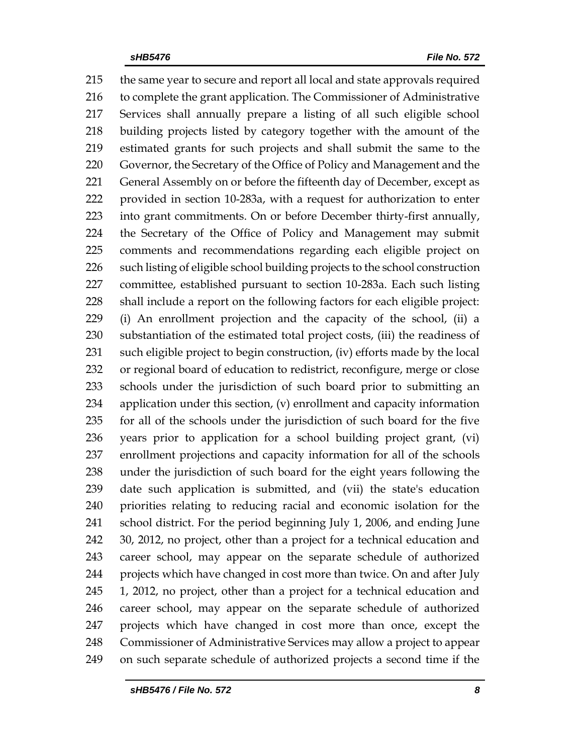the same year to secure and report all local and state approvals required to complete the grant application. The Commissioner of Administrative Services shall annually prepare a listing of all such eligible school building projects listed by category together with the amount of the estimated grants for such projects and shall submit the same to the Governor, the Secretary of the Office of Policy and Management and the General Assembly on or before the fifteenth day of December, except as provided in section 10-283a, with a request for authorization to enter into grant commitments. On or before December thirty-first annually, the Secretary of the Office of Policy and Management may submit comments and recommendations regarding each eligible project on such listing of eligible school building projects to the school construction committee, established pursuant to section 10-283a. Each such listing shall include a report on the following factors for each eligible project: (i) An enrollment projection and the capacity of the school, (ii) a substantiation of the estimated total project costs, (iii) the readiness of such eligible project to begin construction, (iv) efforts made by the local or regional board of education to redistrict, reconfigure, merge or close schools under the jurisdiction of such board prior to submitting an application under this section, (v) enrollment and capacity information for all of the schools under the jurisdiction of such board for the five years prior to application for a school building project grant, (vi) enrollment projections and capacity information for all of the schools under the jurisdiction of such board for the eight years following the date such application is submitted, and (vii) the state's education priorities relating to reducing racial and economic isolation for the school district. For the period beginning July 1, 2006, and ending June 30, 2012, no project, other than a project for a technical education and career school, may appear on the separate schedule of authorized projects which have changed in cost more than twice. On and after July 1, 2012, no project, other than a project for a technical education and career school, may appear on the separate schedule of authorized projects which have changed in cost more than once, except the Commissioner of Administrative Services may allow a project to appear on such separate schedule of authorized projects a second time if the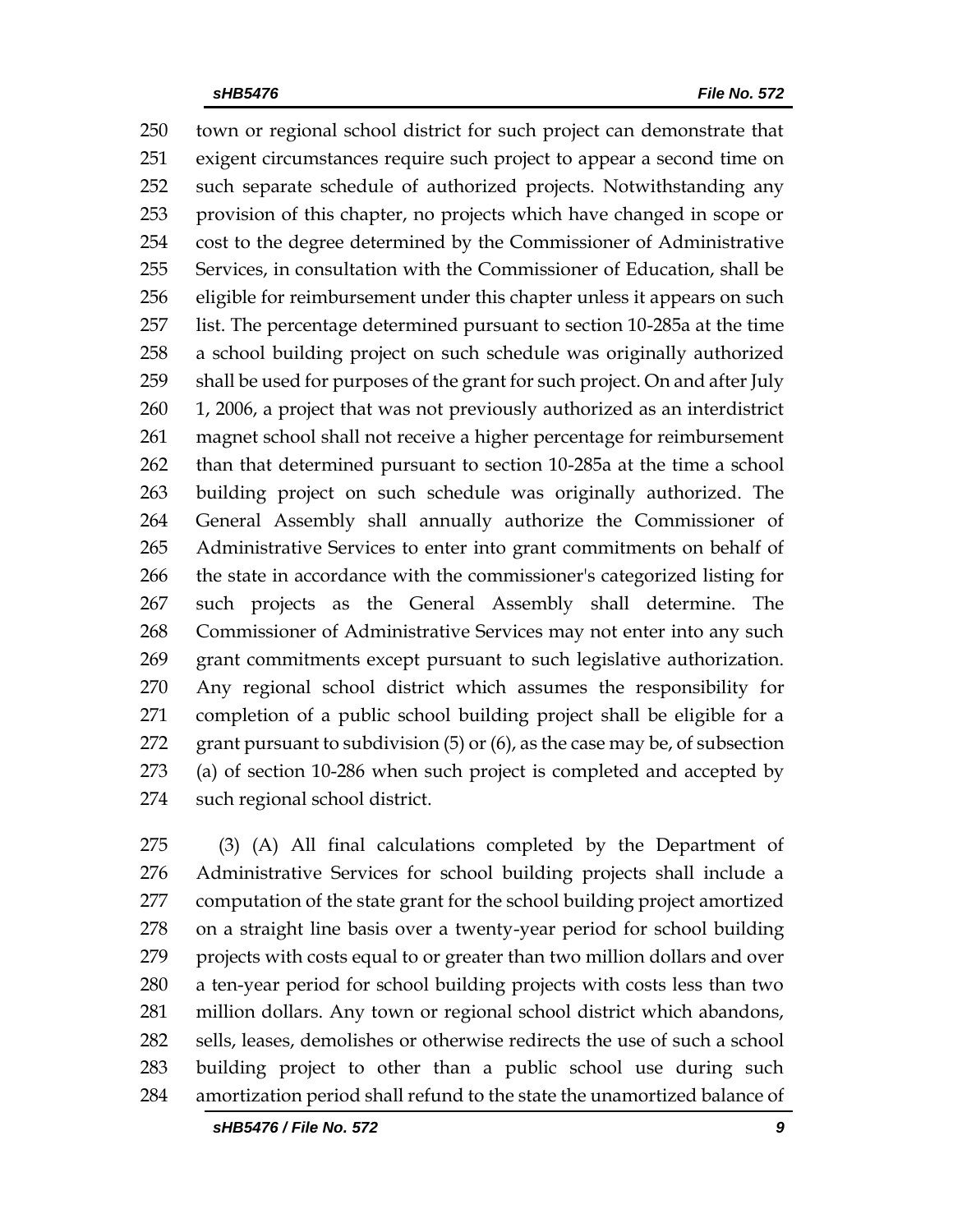town or regional school district for such project can demonstrate that exigent circumstances require such project to appear a second time on such separate schedule of authorized projects. Notwithstanding any provision of this chapter, no projects which have changed in scope or cost to the degree determined by the Commissioner of Administrative Services, in consultation with the Commissioner of Education, shall be eligible for reimbursement under this chapter unless it appears on such list. The percentage determined pursuant to section 10-285a at the time a school building project on such schedule was originally authorized shall be used for purposes of the grant for such project. On and after July 1, 2006, a project that was not previously authorized as an interdistrict magnet school shall not receive a higher percentage for reimbursement than that determined pursuant to section 10-285a at the time a school building project on such schedule was originally authorized. The General Assembly shall annually authorize the Commissioner of Administrative Services to enter into grant commitments on behalf of the state in accordance with the commissioner's categorized listing for such projects as the General Assembly shall determine. The Commissioner of Administrative Services may not enter into any such grant commitments except pursuant to such legislative authorization. Any regional school district which assumes the responsibility for completion of a public school building project shall be eligible for a grant pursuant to subdivision (5) or (6), as the case may be, of subsection (a) of section 10-286 when such project is completed and accepted by such regional school district.

(3) (A) All final calculations completed by the Department of Administrative Services for school building projects shall include a computation of the state grant for the school building project amortized on a straight line basis over a twenty-year period for school building projects with costs equal to or greater than two million dollars and over a ten-year period for school building projects with costs less than two million dollars. Any town or regional school district which abandons, sells, leases, demolishes or otherwise redirects the use of such a school building project to other than a public school use during such amortization period shall refund to the state the unamortized balance of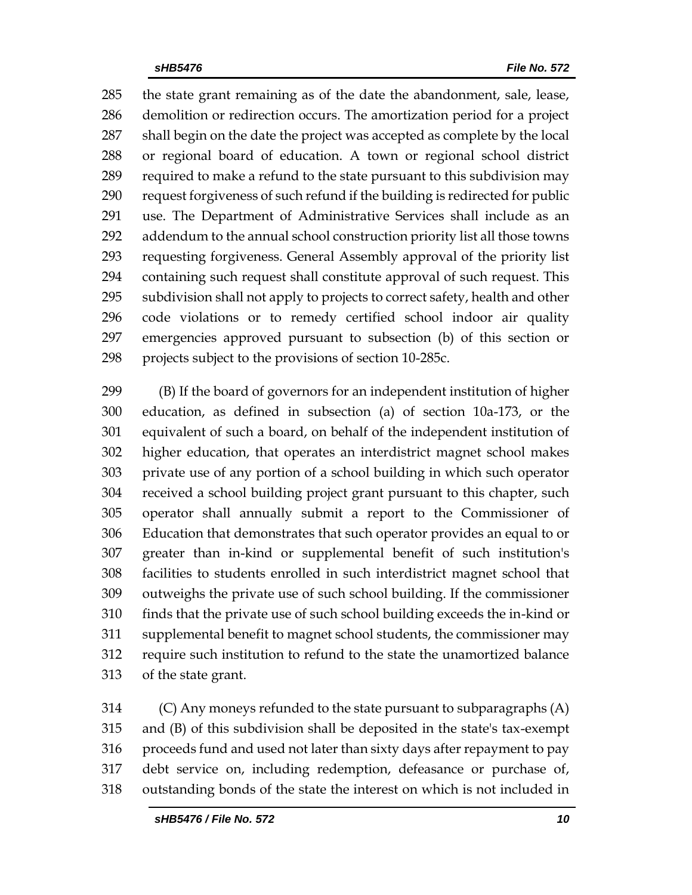the state grant remaining as of the date the abandonment, sale, lease, demolition or redirection occurs. The amortization period for a project shall begin on the date the project was accepted as complete by the local or regional board of education. A town or regional school district required to make a refund to the state pursuant to this subdivision may request forgiveness of such refund if the building is redirected for public use. The Department of Administrative Services shall include as an addendum to the annual school construction priority list all those towns requesting forgiveness. General Assembly approval of the priority list containing such request shall constitute approval of such request. This subdivision shall not apply to projects to correct safety, health and other code violations or to remedy certified school indoor air quality emergencies approved pursuant to subsection (b) of this section or projects subject to the provisions of section 10-285c.

(B) If the board of governors for an independent institution of higher education, as defined in subsection (a) of section 10a-173, or the equivalent of such a board, on behalf of the independent institution of higher education, that operates an interdistrict magnet school makes private use of any portion of a school building in which such operator received a school building project grant pursuant to this chapter, such operator shall annually submit a report to the Commissioner of Education that demonstrates that such operator provides an equal to or greater than in-kind or supplemental benefit of such institution's facilities to students enrolled in such interdistrict magnet school that outweighs the private use of such school building. If the commissioner finds that the private use of such school building exceeds the in-kind or supplemental benefit to magnet school students, the commissioner may require such institution to refund to the state the unamortized balance of the state grant.

(C) Any moneys refunded to the state pursuant to subparagraphs (A) and (B) of this subdivision shall be deposited in the state's tax-exempt proceeds fund and used not later than sixty days after repayment to pay debt service on, including redemption, defeasance or purchase of, outstanding bonds of the state the interest on which is not included in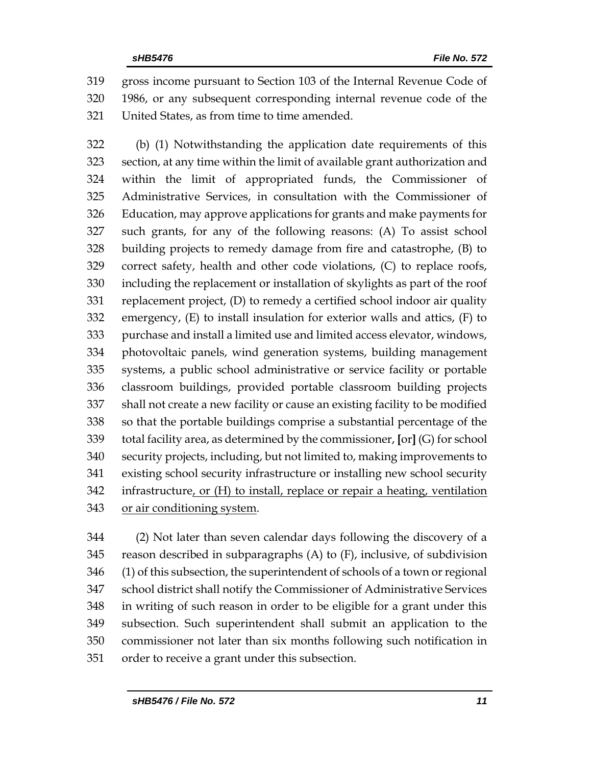319 gross income pursuant to Section 103 of the Internal Revenue Code of
320 1986, or any subsequent corresponding internal revenue code of the
321 United States, as from time to time amended.

322 (b) (1) Notwithstanding the application date requirements of this
323 section, at any time within the limit of available grant authorization and
324 within the limit of appropriated funds, the Commissioner of
325 Administrative Services, in consultation with the Commissioner of
326 Education, may approve applications for grants and make payments for
327 such grants, for any of the following reasons: (A) To assist school
328 building projects to remedy damage from fire and catastrophe, (B) to
329 correct safety, health and other code violations, (C) to replace roofs,
330 including the replacement or installation of skylights as part of the roof
331 replacement project, (D) to remedy a certified school indoor air quality
332 emergency, (E) to install insulation for exterior walls and attics, (F) to
333 purchase and install a limited use and limited access elevator, windows,
334 photovoltaic panels, wind generation systems, building management
335 systems, a public school administrative or service facility or portable
336 classroom buildings, provided portable classroom building projects
337 shall not create a new facility or cause an existing facility to be modified
338 so that the portable buildings comprise a substantial percentage of the
339 total facility area, as determined by the commissioner, **[**or**]** (G) for school
340 security projects, including, but not limited to, making improvements to
341 existing school security infrastructure or installing new school security
342 infrastructure<u>, or (H) to install, replace or repair a heating, ventilation</u>
343 <u>or air conditioning system</u>.

344 (2) Not later than seven calendar days following the discovery of a
345 reason described in subparagraphs (A) to (F), inclusive, of subdivision
346 (1) of this subsection, the superintendent of schools of a town or regional
347 school district shall notify the Commissioner of Administrative Services
348 in writing of such reason in order to be eligible for a grant under this
349 subsection. Such superintendent shall submit an application to the
350 commissioner not later than six months following such notification in
351 order to receive a grant under this subsection.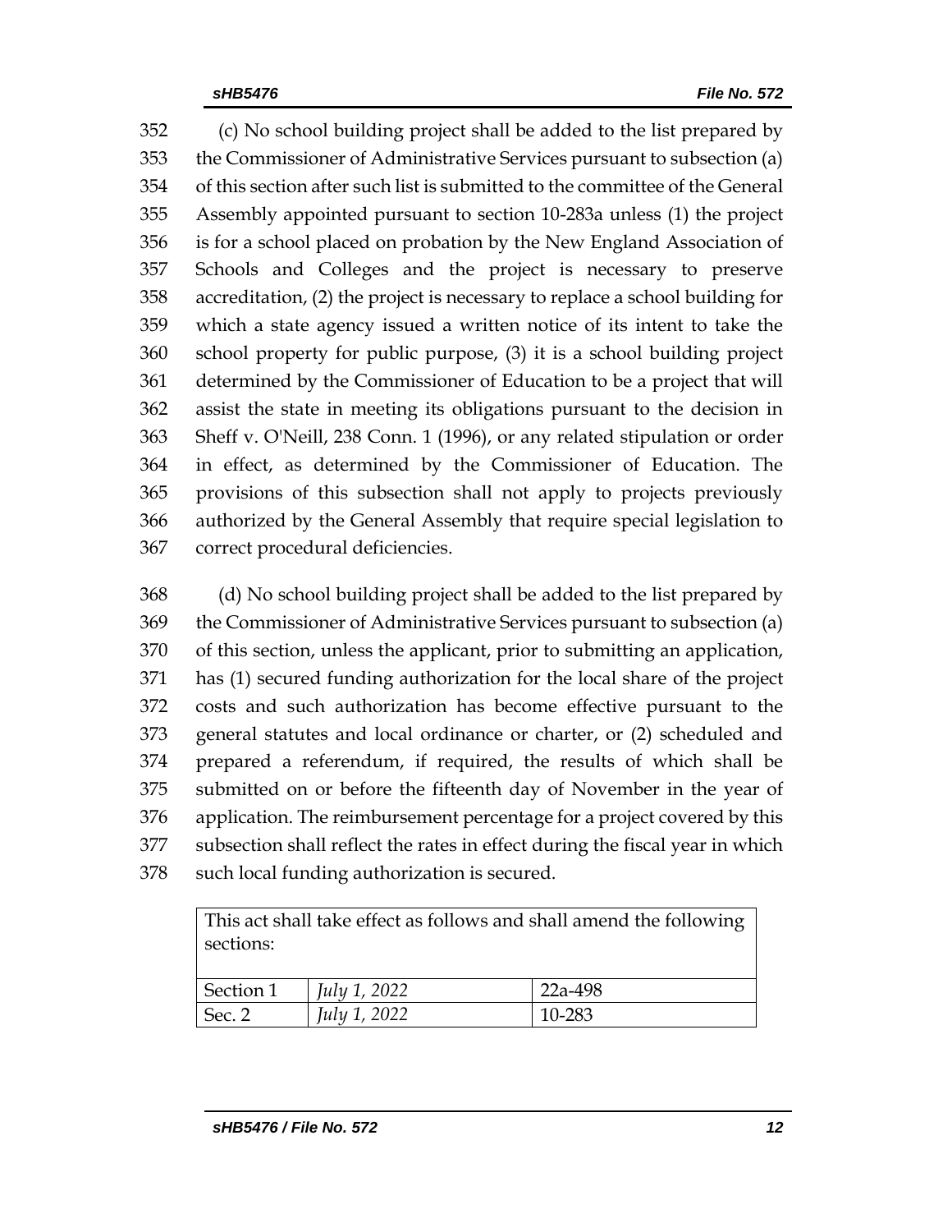(c) No school building project shall be added to the list prepared by the Commissioner of Administrative Services pursuant to subsection (a) of this section after such list is submitted to the committee of the General Assembly appointed pursuant to section 10-283a unless (1) the project is for a school placed on probation by the New England Association of Schools and Colleges and the project is necessary to preserve accreditation, (2) the project is necessary to replace a school building for which a state agency issued a written notice of its intent to take the school property for public purpose, (3) it is a school building project determined by the Commissioner of Education to be a project that will assist the state in meeting its obligations pursuant to the decision in Sheff v. O'Neill, 238 Conn. 1 (1996), or any related stipulation or order in effect, as determined by the Commissioner of Education. The provisions of this subsection shall not apply to projects previously authorized by the General Assembly that require special legislation to correct procedural deficiencies.

(d) No school building project shall be added to the list prepared by the Commissioner of Administrative Services pursuant to subsection (a) of this section, unless the applicant, prior to submitting an application, has (1) secured funding authorization for the local share of the project costs and such authorization has become effective pursuant to the general statutes and local ordinance or charter, or (2) scheduled and prepared a referendum, if required, the results of which shall be submitted on or before the fifteenth day of November in the year of application. The reimbursement percentage for a project covered by this subsection shall reflect the rates in effect during the fiscal year in which such local funding authorization is secured.

| This act shall take effect as follows and shall amend the following sections: | | |
|---|---|---|
| Section 1 | *July 1, 2022* | 22a-498 |
| Sec. 2 | *July 1, 2022* | 10-283 |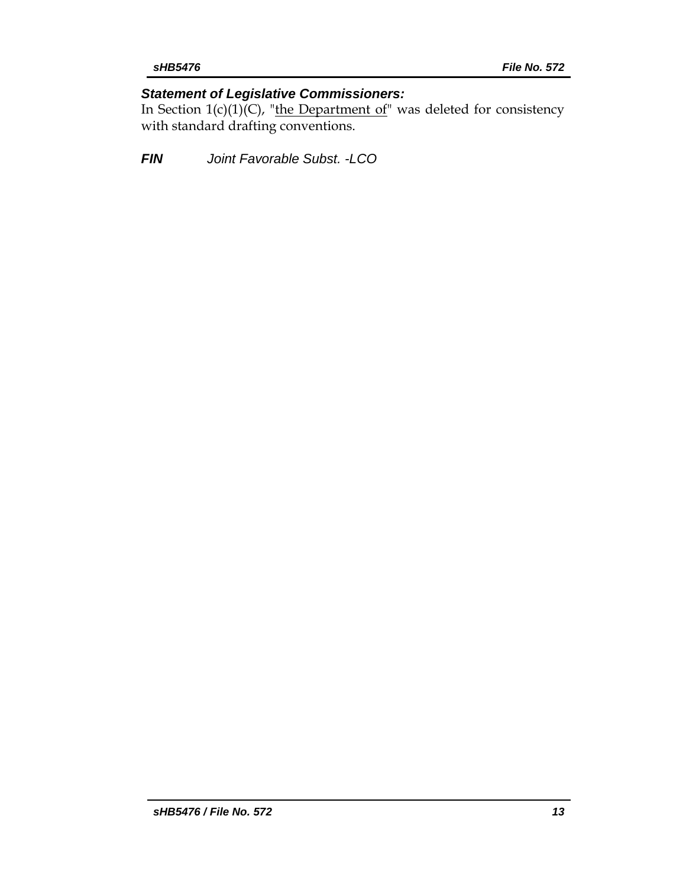***Statement of Legislative Commissioners:***

In Section 1(c)(1)(C), "<u>the Department of</u>" was deleted for consistency with standard drafting conventions.

***FIN*** *Joint Favorable Subst. -LCO*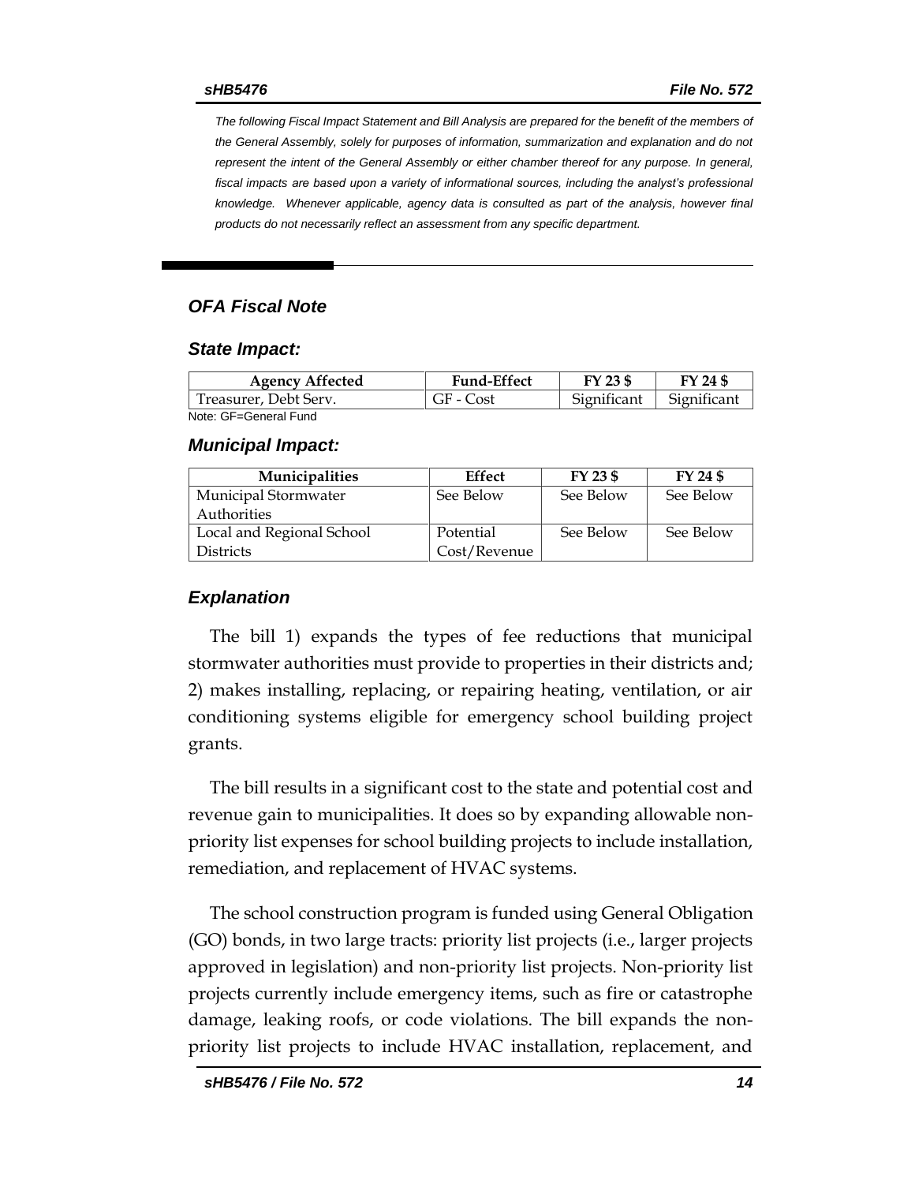*The following Fiscal Impact Statement and Bill Analysis are prepared for the benefit of the members of the General Assembly, solely for purposes of information, summarization and explanation and do not represent the intent of the General Assembly or either chamber thereof for any purpose. In general, fiscal impacts are based upon a variety of informational sources, including the analyst's professional knowledge. Whenever applicable, agency data is consulted as part of the analysis, however final products do not necessarily reflect an assessment from any specific department.*

## *OFA Fiscal Note*

### *State Impact:*

| Agency Affected | Fund-Effect | FY 23 $ | FY 24 $ |
|---|---|---|---|
| Treasurer, Debt Serv. | GF - Cost | Significant | Significant |

Note: GF=General Fund

### *Municipal Impact:*

| Municipalities | Effect | FY 23 $ | FY 24 $ |
|---|---|---|---|
| Municipal Stormwater Authorities | See Below | See Below | See Below |
| Local and Regional School Districts | Potential Cost/Revenue | See Below | See Below |

### *Explanation*

The bill 1) expands the types of fee reductions that municipal stormwater authorities must provide to properties in their districts and; 2) makes installing, replacing, or repairing heating, ventilation, or air conditioning systems eligible for emergency school building project grants.

The bill results in a significant cost to the state and potential cost and revenue gain to municipalities. It does so by expanding allowable non-priority list expenses for school building projects to include installation, remediation, and replacement of HVAC systems.

The school construction program is funded using General Obligation (GO) bonds, in two large tracts: priority list projects (i.e., larger projects approved in legislation) and non-priority list projects. Non-priority list projects currently include emergency items, such as fire or catastrophe damage, leaking roofs, or code violations. The bill expands the non-priority list projects to include HVAC installation, replacement, and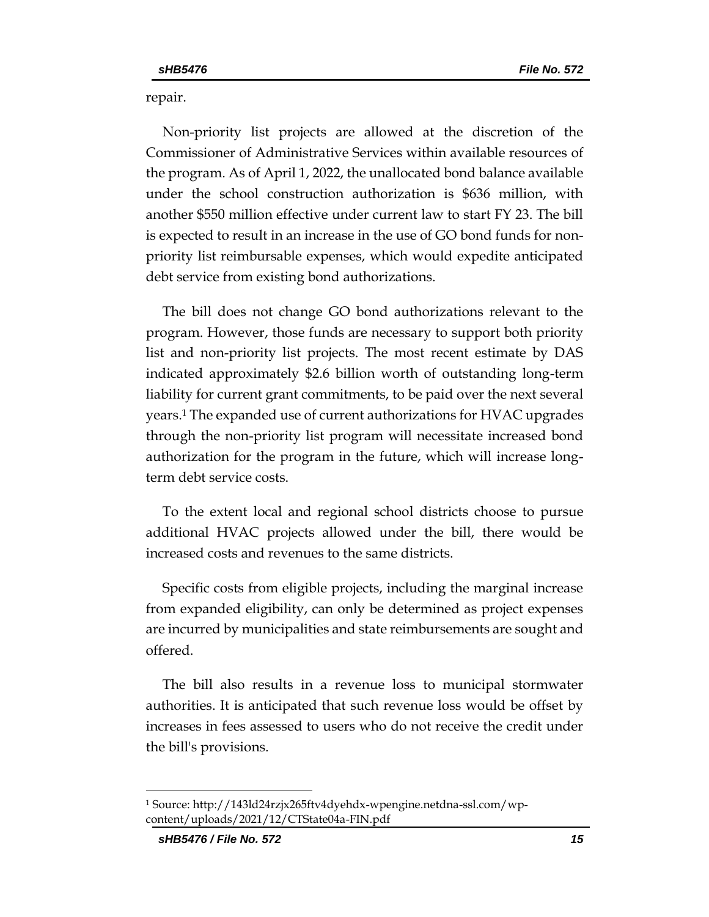repair.

Non-priority list projects are allowed at the discretion of the Commissioner of Administrative Services within available resources of the program. As of April 1, 2022, the unallocated bond balance available under the school construction authorization is $636 million, with another $550 million effective under current law to start FY 23. The bill is expected to result in an increase in the use of GO bond funds for non-priority list reimbursable expenses, which would expedite anticipated debt service from existing bond authorizations.

The bill does not change GO bond authorizations relevant to the program. However, those funds are necessary to support both priority list and non-priority list projects. The most recent estimate by DAS indicated approximately $2.6 billion worth of outstanding long-term liability for current grant commitments, to be paid over the next several years.[1] The expanded use of current authorizations for HVAC upgrades through the non-priority list program will necessitate increased bond authorization for the program in the future, which will increase long-term debt service costs.

To the extent local and regional school districts choose to pursue additional HVAC projects allowed under the bill, there would be increased costs and revenues to the same districts.

Specific costs from eligible projects, including the marginal increase from expanded eligibility, can only be determined as project expenses are incurred by municipalities and state reimbursements are sought and offered.

The bill also results in a revenue loss to municipal stormwater authorities. It is anticipated that such revenue loss would be offset by increases in fees assessed to users who do not receive the credit under the bill's provisions.

[1] Source: http://143ld24rzjx265ftv4dyehdx-wpengine.netdna-ssl.com/wp-content/uploads/2021/12/CTState04a-FIN.pdf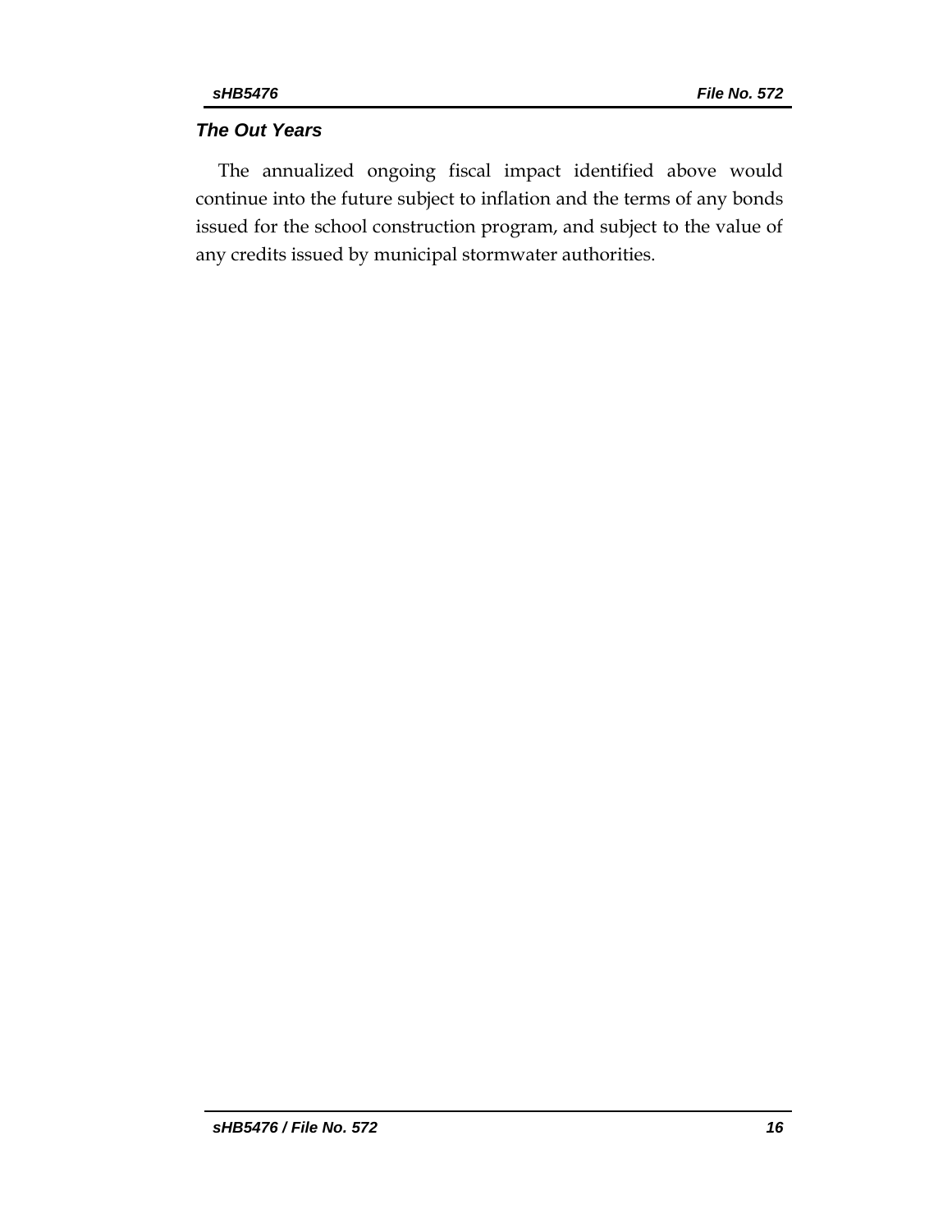### *The Out Years*

The annualized ongoing fiscal impact identified above would continue into the future subject to inflation and the terms of any bonds issued for the school construction program, and subject to the value of any credits issued by municipal stormwater authorities.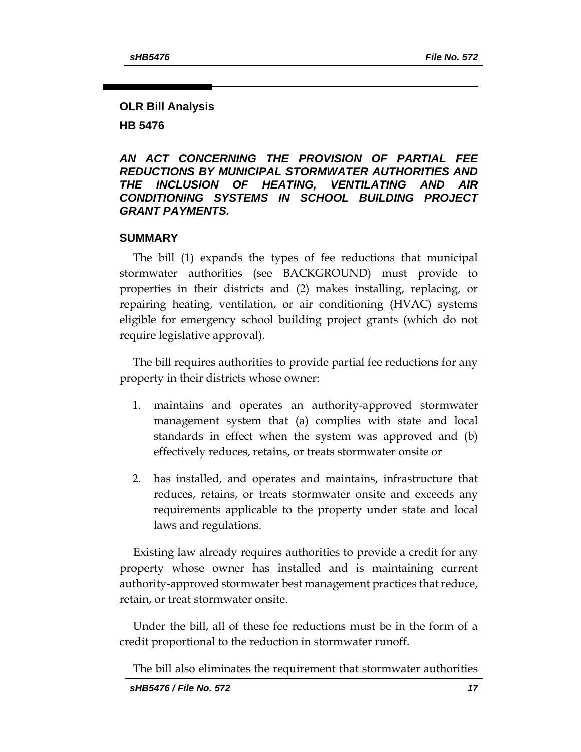## OLR Bill Analysis

## HB 5476

***AN ACT CONCERNING THE PROVISION OF PARTIAL FEE REDUCTIONS BY MUNICIPAL STORMWATER AUTHORITIES AND THE INCLUSION OF HEATING, VENTILATING AND AIR CONDITIONING SYSTEMS IN SCHOOL BUILDING PROJECT GRANT PAYMENTS.***

### SUMMARY

The bill (1) expands the types of fee reductions that municipal stormwater authorities (see BACKGROUND) must provide to properties in their districts and (2) makes installing, replacing, or repairing heating, ventilation, or air conditioning (HVAC) systems eligible for emergency school building project grants (which do not require legislative approval).

The bill requires authorities to provide partial fee reductions for any property in their districts whose owner:

1. maintains and operates an authority-approved stormwater management system that (a) complies with state and local standards in effect when the system was approved and (b) effectively reduces, retains, or treats stormwater onsite or
2. has installed, and operates and maintains, infrastructure that reduces, retains, or treats stormwater onsite and exceeds any requirements applicable to the property under state and local laws and regulations.

Existing law already requires authorities to provide a credit for any property whose owner has installed and is maintaining current authority-approved stormwater best management practices that reduce, retain, or treat stormwater onsite.

Under the bill, all of these fee reductions must be in the form of a credit proportional to the reduction in stormwater runoff.

The bill also eliminates the requirement that stormwater authorities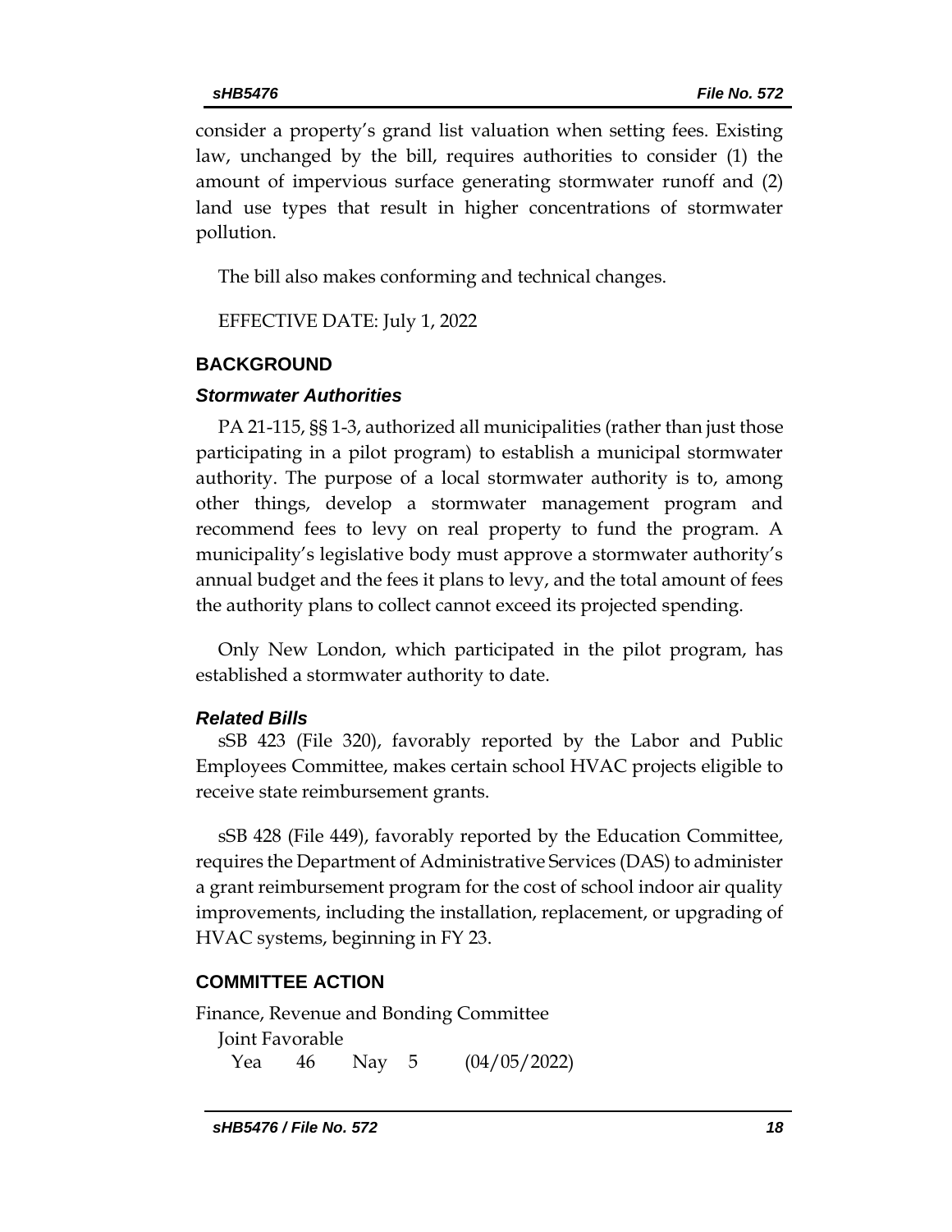consider a property's grand list valuation when setting fees. Existing law, unchanged by the bill, requires authorities to consider (1) the amount of impervious surface generating stormwater runoff and (2) land use types that result in higher concentrations of stormwater pollution.

The bill also makes conforming and technical changes.

EFFECTIVE DATE: July 1, 2022

## BACKGROUND

### *Stormwater Authorities*

PA 21-115, §§ 1-3, authorized all municipalities (rather than just those participating in a pilot program) to establish a municipal stormwater authority. The purpose of a local stormwater authority is to, among other things, develop a stormwater management program and recommend fees to levy on real property to fund the program. A municipality's legislative body must approve a stormwater authority's annual budget and the fees it plans to levy, and the total amount of fees the authority plans to collect cannot exceed its projected spending.

Only New London, which participated in the pilot program, has established a stormwater authority to date.

### *Related Bills*

sSB 423 (File 320), favorably reported by the Labor and Public Employees Committee, makes certain school HVAC projects eligible to receive state reimbursement grants.

sSB 428 (File 449), favorably reported by the Education Committee, requires the Department of Administrative Services (DAS) to administer a grant reimbursement program for the cost of school indoor air quality improvements, including the installation, replacement, or upgrading of HVAC systems, beginning in FY 23.

## COMMITTEE ACTION

Finance, Revenue and Bonding Committee

Joint Favorable

| | | | | |
|---|---|---|---|---|
| Yea | 46 | Nay | 5 | (04/05/2022) |